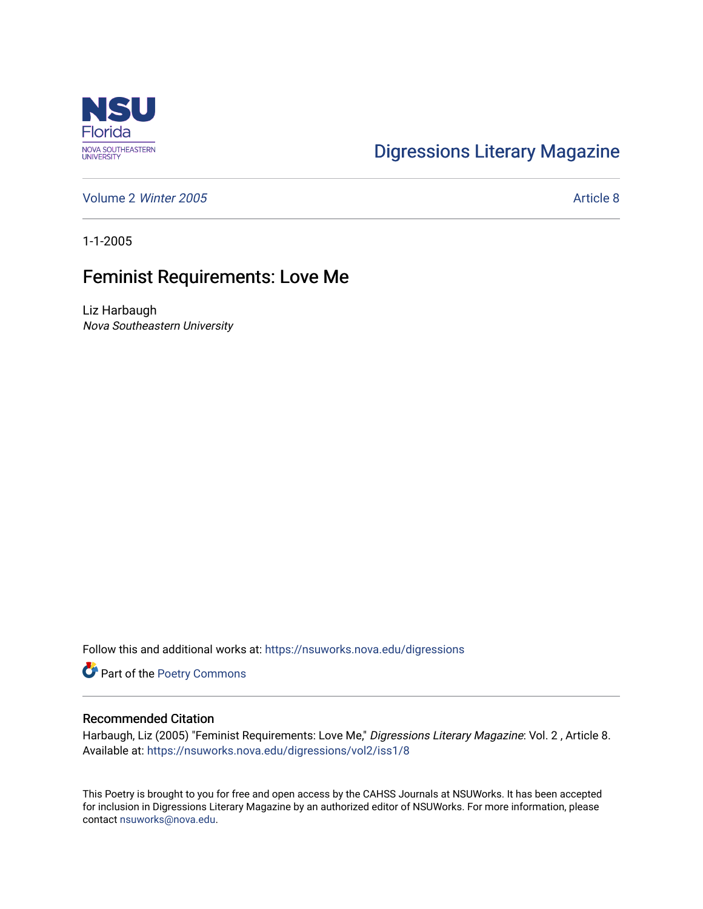Digressions Literary Magazine

Volume 2 *Winter 2005*

Article 8

1-1-2005

# Feminist Requirements: Love Me

Liz Harbaugh
*Nova Southeastern University*

Follow this and additional works at: https://nsuworks.nova.edu/digressions

Part of the Poetry Commons

## Recommended Citation

Harbaugh, Liz (2005) "Feminist Requirements: Love Me," *Digressions Literary Magazine*: Vol. 2 , Article 8.
Available at: https://nsuworks.nova.edu/digressions/vol2/iss1/8

This Poetry is brought to you for free and open access by the CAHSS Journals at NSUWorks. It has been accepted for inclusion in Digressions Literary Magazine by an authorized editor of NSUWorks. For more information, please contact nsuworks@nova.edu.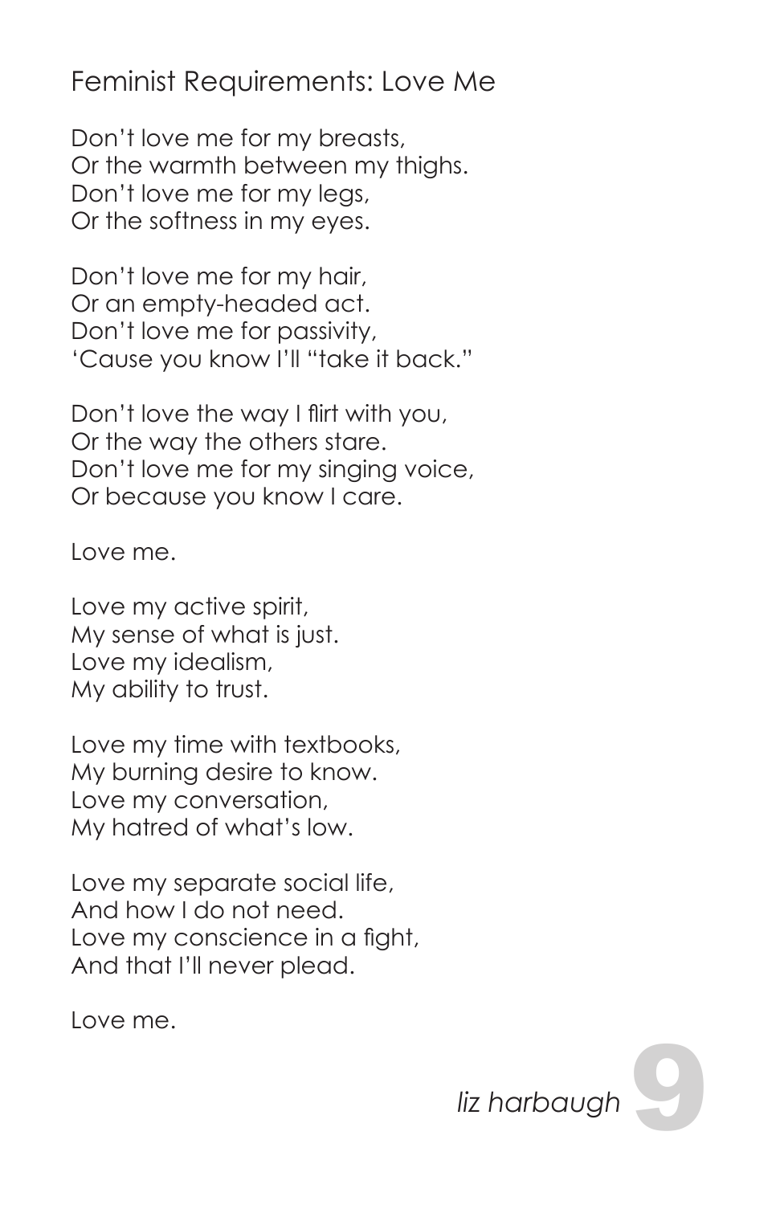## Feminist Requirements: Love Me

Don't love me for my breasts,
Or the warmth between my thighs.
Don't love me for my legs,
Or the softness in my eyes.

Don't love me for my hair,
Or an empty-headed act.
Don't love me for passivity,
'Cause you know I'll "take it back."

Don't love the way I flirt with you,
Or the way the others stare.
Don't love me for my singing voice,
Or because you know I care.

Love me.

Love my active spirit,
My sense of what is just.
Love my idealism,
My ability to trust.

Love my time with textbooks,
My burning desire to know.
Love my conversation,
My hatred of what's low.

Love my separate social life,
And how I do not need.
Love my conscience in a fight,
And that I'll never plead.

Love me.

*liz harbaugh*